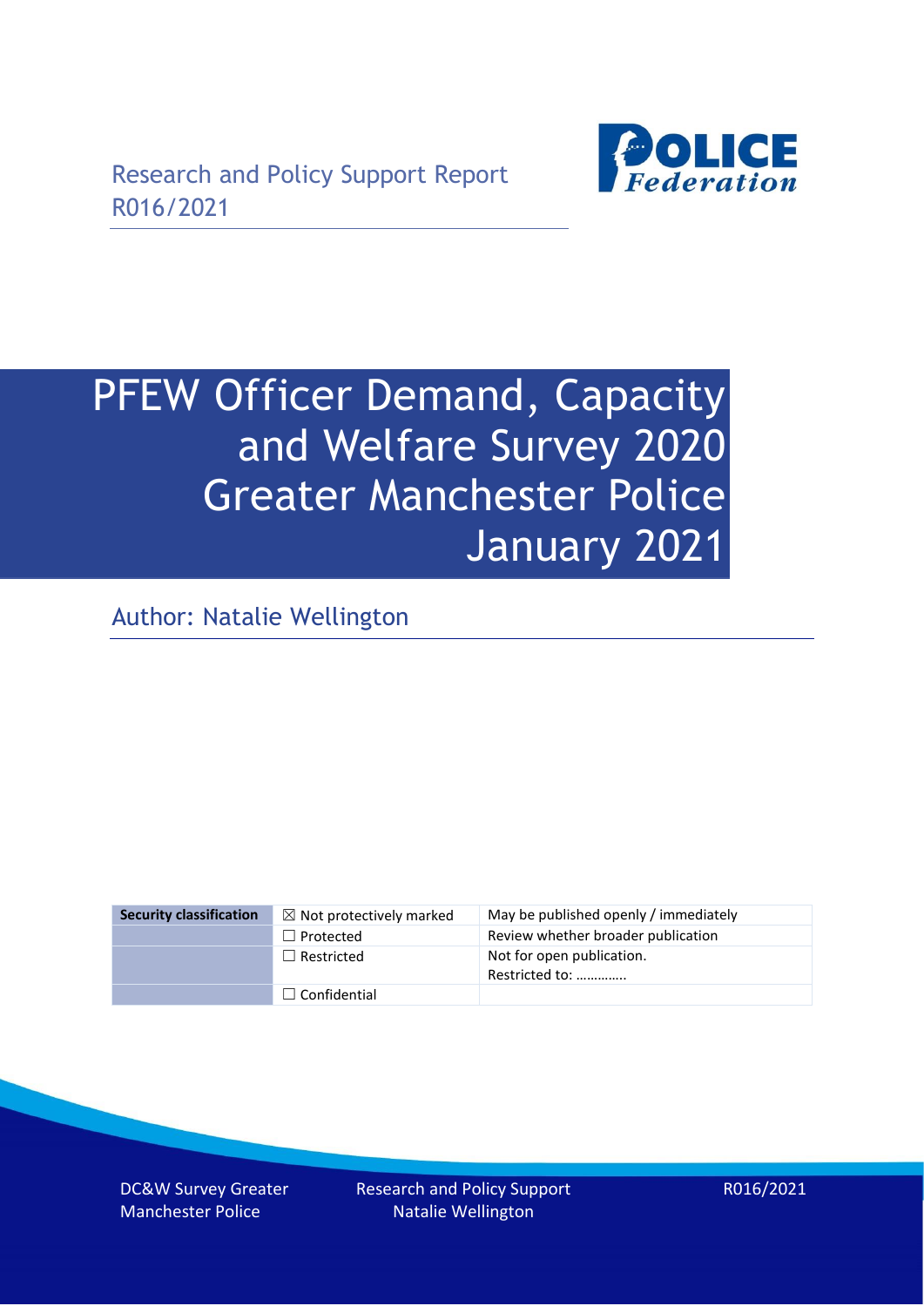Research and Policy Support Report
R016/2021

# PFEW Officer Demand, Capacity and Welfare Survey 2020 Greater Manchester Police January 2021

Author: Natalie Wellington

| Security classification | ☒ Not protectively marked | May be published openly / immediately |
|---|---|---|
| | ☐ Protected | Review whether broader publication |
| | ☐ Restricted | Not for open publication.<br>Restricted to: …………. |
| | ☐ Confidential | |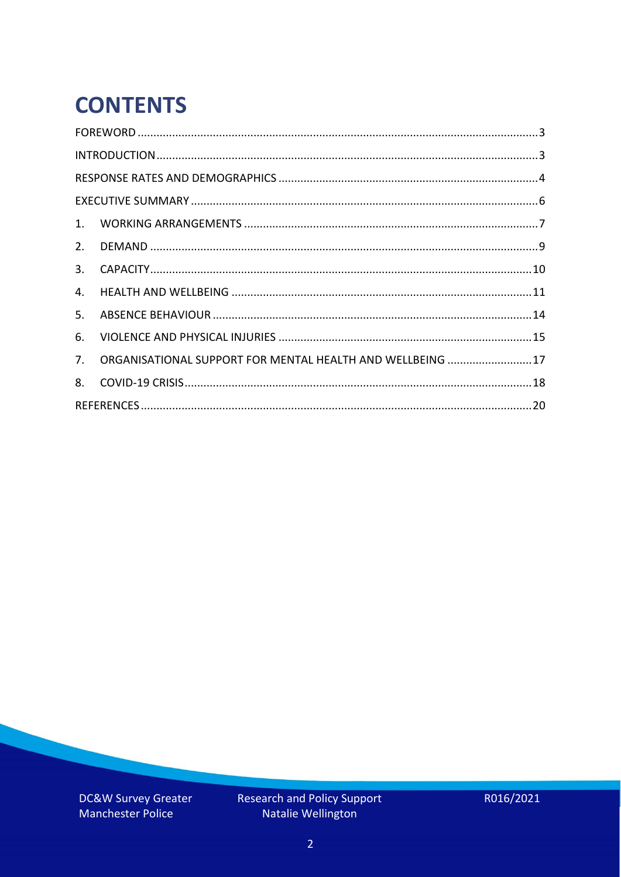# CONTENTS

FOREWORD ..... 3
INTRODUCTION ..... 3
RESPONSE RATES AND DEMOGRAPHICS ..... 4
EXECUTIVE SUMMARY ..... 6
1. WORKING ARRANGEMENTS ..... 7
2. DEMAND ..... 9
3. CAPACITY ..... 10
4. HEALTH AND WELLBEING ..... 11
5. ABSENCE BEHAVIOUR ..... 14
6. VIOLENCE AND PHYSICAL INJURIES ..... 15
7. ORGANISATIONAL SUPPORT FOR MENTAL HEALTH AND WELLBEING ..... 17
8. COVID-19 CRISIS ..... 18
REFERENCES ..... 20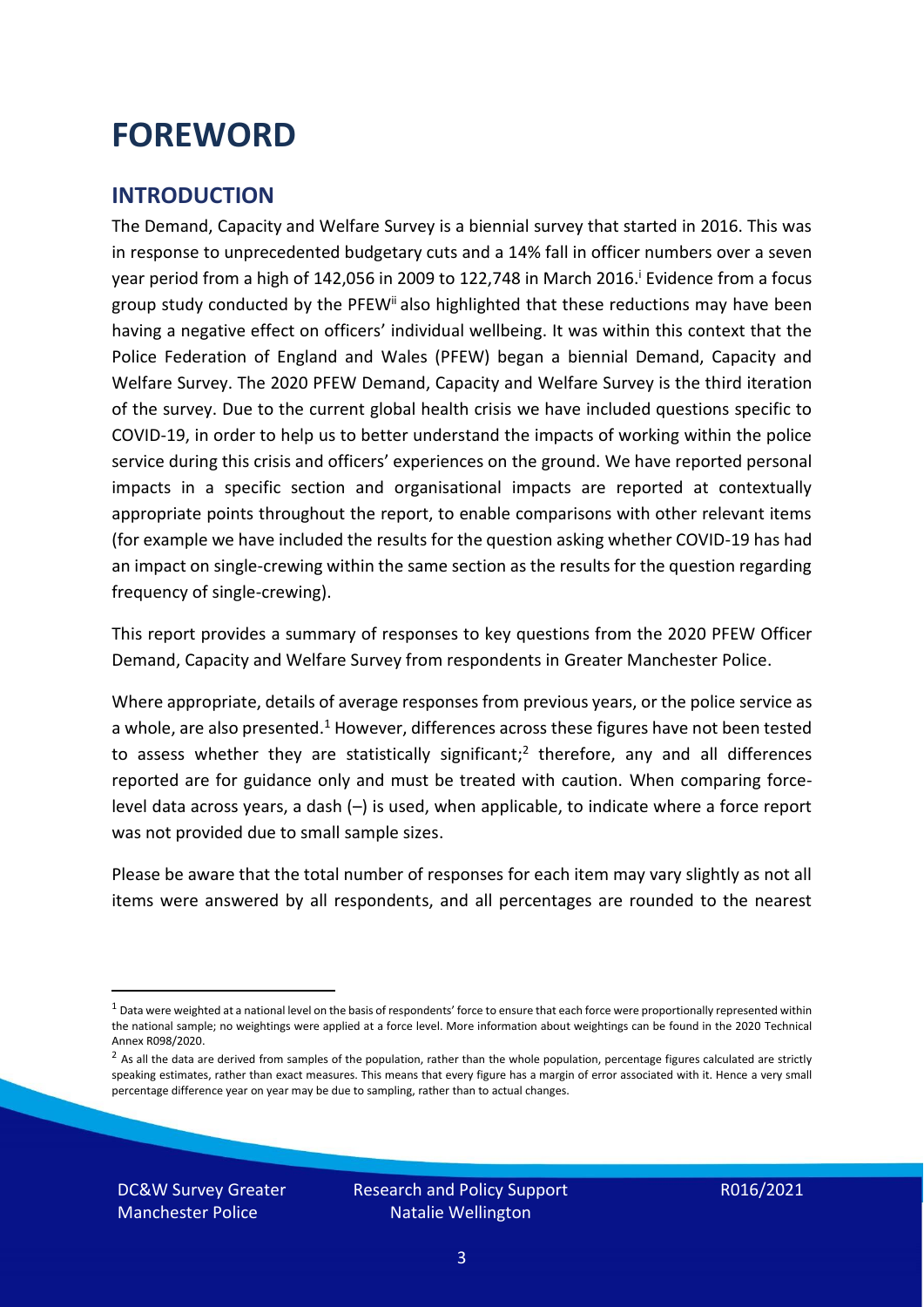# FOREWORD

## INTRODUCTION

The Demand, Capacity and Welfare Survey is a biennial survey that started in 2016. This was in response to unprecedented budgetary cuts and a 14% fall in officer numbers over a seven year period from a high of 142,056 in 2009 to 122,748 in March 2016.[i] Evidence from a focus group study conducted by the PFEW[ii] also highlighted that these reductions may have been having a negative effect on officers' individual wellbeing. It was within this context that the Police Federation of England and Wales (PFEW) began a biennial Demand, Capacity and Welfare Survey. The 2020 PFEW Demand, Capacity and Welfare Survey is the third iteration of the survey. Due to the current global health crisis we have included questions specific to COVID-19, in order to help us to better understand the impacts of working within the police service during this crisis and officers' experiences on the ground. We have reported personal impacts in a specific section and organisational impacts are reported at contextually appropriate points throughout the report, to enable comparisons with other relevant items (for example we have included the results for the question asking whether COVID-19 has had an impact on single-crewing within the same section as the results for the question regarding frequency of single-crewing).

This report provides a summary of responses to key questions from the 2020 PFEW Officer Demand, Capacity and Welfare Survey from respondents in Greater Manchester Police.

Where appropriate, details of average responses from previous years, or the police service as a whole, are also presented.[1] However, differences across these figures have not been tested to assess whether they are statistically significant;[2] therefore, any and all differences reported are for guidance only and must be treated with caution. When comparing force-level data across years, a dash (–) is used, when applicable, to indicate where a force report was not provided due to small sample sizes.

Please be aware that the total number of responses for each item may vary slightly as not all items were answered by all respondents, and all percentages are rounded to the nearest

---

[1] Data were weighted at a national level on the basis of respondents' force to ensure that each force were proportionally represented within the national sample; no weightings were applied at a force level. More information about weightings can be found in the 2020 Technical Annex R098/2020.

[2] As all the data are derived from samples of the population, rather than the whole population, percentage figures calculated are strictly speaking estimates, rather than exact measures. This means that every figure has a margin of error associated with it. Hence a very small percentage difference year on year may be due to sampling, rather than to actual changes.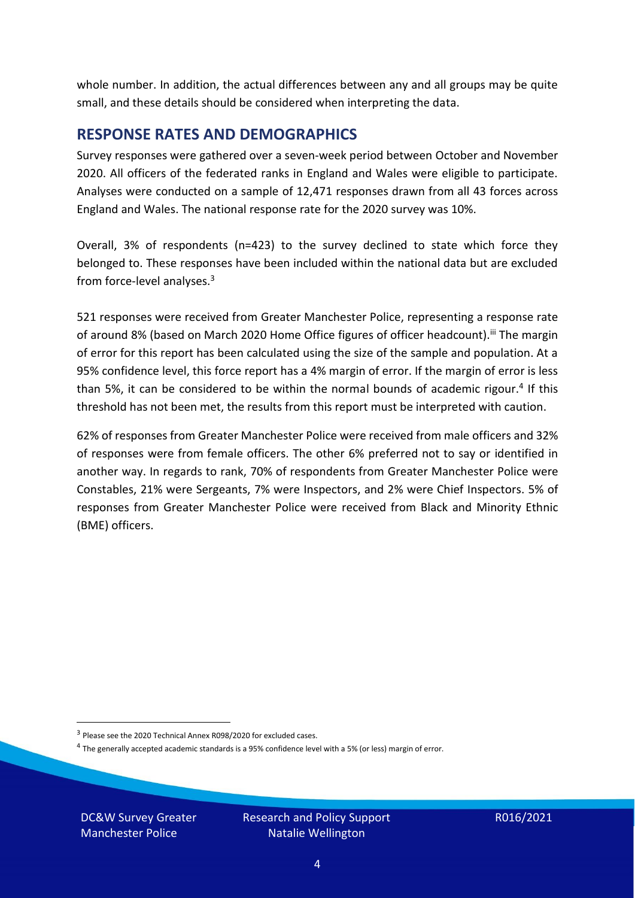whole number. In addition, the actual differences between any and all groups may be quite small, and these details should be considered when interpreting the data.

## RESPONSE RATES AND DEMOGRAPHICS

Survey responses were gathered over a seven-week period between October and November 2020. All officers of the federated ranks in England and Wales were eligible to participate. Analyses were conducted on a sample of 12,471 responses drawn from all 43 forces across England and Wales. The national response rate for the 2020 survey was 10%.

Overall, 3% of respondents (n=423) to the survey declined to state which force they belonged to. These responses have been included within the national data but are excluded from force-level analyses.[3]

521 responses were received from Greater Manchester Police, representing a response rate of around 8% (based on March 2020 Home Office figures of officer headcount).[iii] The margin of error for this report has been calculated using the size of the sample and population. At a 95% confidence level, this force report has a 4% margin of error. If the margin of error is less than 5%, it can be considered to be within the normal bounds of academic rigour.[4] If this threshold has not been met, the results from this report must be interpreted with caution.

62% of responses from Greater Manchester Police were received from male officers and 32% of responses were from female officers. The other 6% preferred not to say or identified in another way. In regards to rank, 70% of respondents from Greater Manchester Police were Constables, 21% were Sergeants, 7% were Inspectors, and 2% were Chief Inspectors. 5% of responses from Greater Manchester Police were received from Black and Minority Ethnic (BME) officers.

[3] Please see the 2020 Technical Annex R098/2020 for excluded cases.

[4] The generally accepted academic standards is a 95% confidence level with a 5% (or less) margin of error.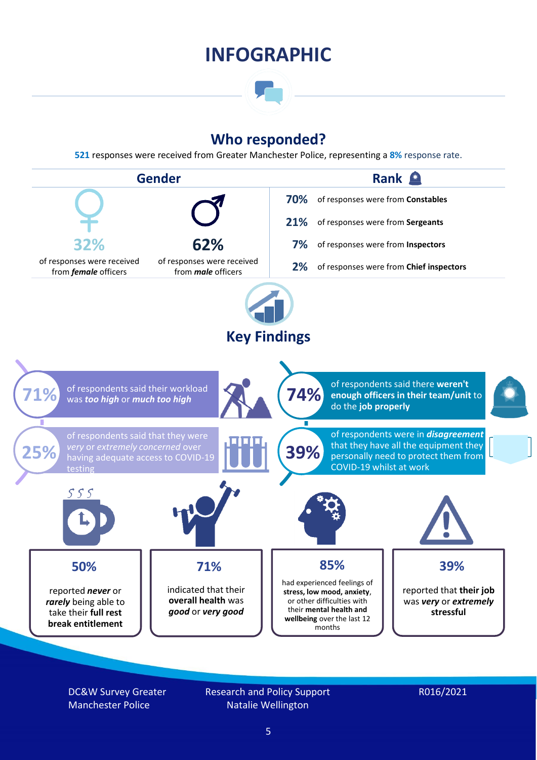# INFOGRAPHIC

## Who responded?

**521** responses were received from Greater Manchester Police, representing a **8%** response rate.

### Gender

**32%** of responses were received from ***female*** officers

**62%** of responses were received from ***male*** officers

### Rank

- **70%** of responses were from **Constables**
- **21%** of responses were from **Sergeants**
- **7%** of responses were from **Inspectors**
- **2%** of responses were from **Chief inspectors**

## Key Findings

**71%** of respondents said their workload was ***too high*** or ***much too high***

**74%** of respondents said there **weren't enough officers in their team/unit** to do the **job properly**

**25%** of respondents said that they were *very* or *extremely concerned* over having adequate access to COVID-19 testing

**39%** of respondents were in ***disagreement*** that they have all the equipment they personally need to protect them from COVID-19 whilst at work

**50%** reported ***never*** or ***rarely*** being able to take their **full rest break entitlement**

**71%** indicated that their **overall health** was ***good*** or ***very good***

**85%** had experienced feelings of **stress, low mood, anxiety**, or other difficulties with their **mental health and wellbeing** over the last 12 months

**39%** reported that **their job** was ***very*** or ***extremely*** **stressful**

DC&W Survey Greater Manchester Police

Research and Policy Support Natalie Wellington

R016/2021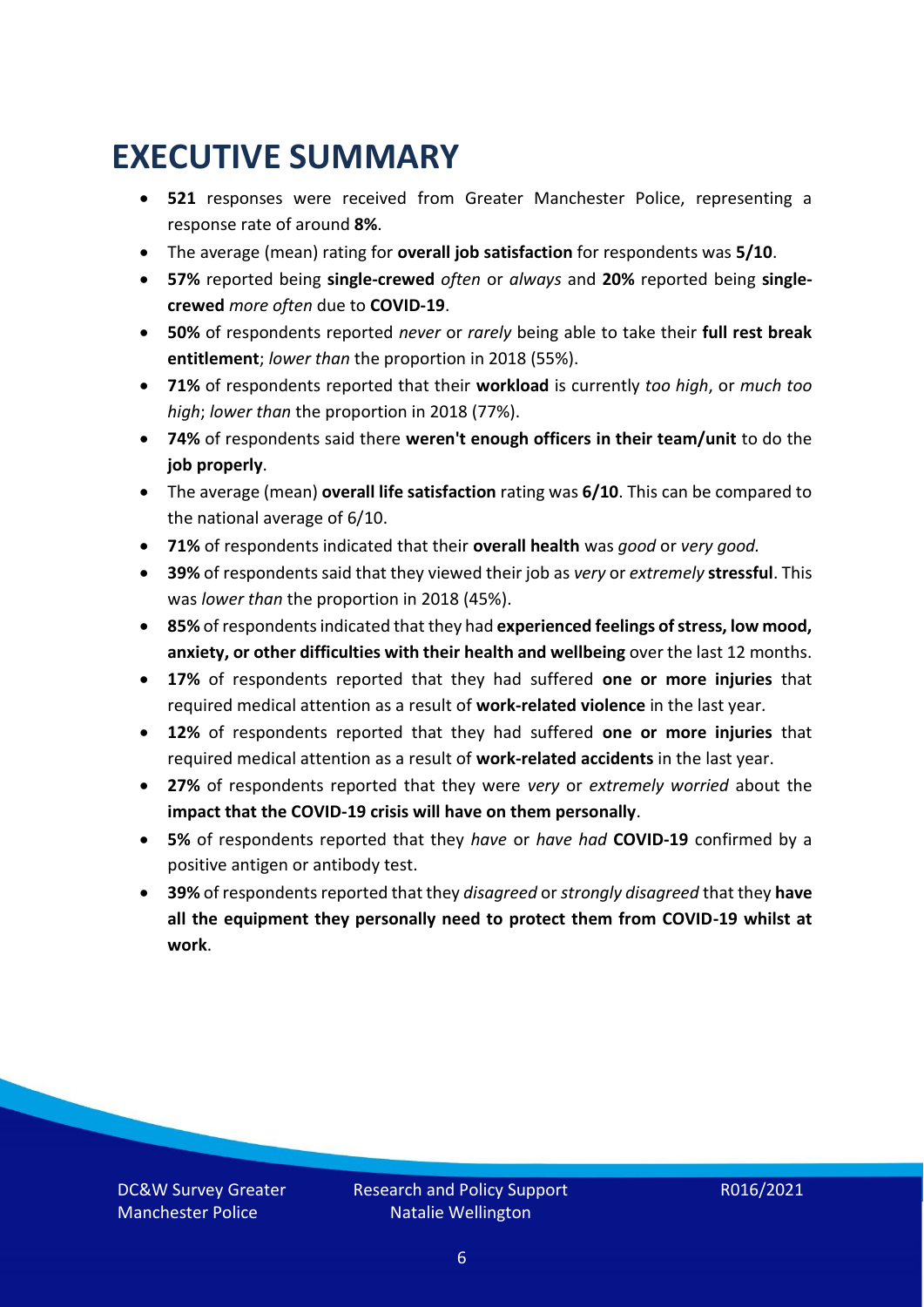# EXECUTIVE SUMMARY

- **521** responses were received from Greater Manchester Police, representing a response rate of around **8%**.
- The average (mean) rating for **overall job satisfaction** for respondents was **5/10**.
- **57%** reported being **single-crewed** *often* or *always* and **20%** reported being **single-crewed** *more often* due to **COVID-19**.
- **50%** of respondents reported *never* or *rarely* being able to take their **full rest break entitlement**; *lower than* the proportion in 2018 (55%).
- **71%** of respondents reported that their **workload** is currently *too high*, or *much too high*; *lower than* the proportion in 2018 (77%).
- **74%** of respondents said there **weren't enough officers in their team/unit** to do the **job properly**.
- The average (mean) **overall life satisfaction** rating was **6/10**. This can be compared to the national average of 6/10.
- **71%** of respondents indicated that their **overall health** was *good* or *very good.*
- **39%** of respondents said that they viewed their job as *very* or *extremely* **stressful**. This was *lower than* the proportion in 2018 (45%).
- **85%** of respondents indicated that they had **experienced feelings of stress, low mood, anxiety, or other difficulties with their health and wellbeing** over the last 12 months.
- **17%** of respondents reported that they had suffered **one or more injuries** that required medical attention as a result of **work-related violence** in the last year.
- **12%** of respondents reported that they had suffered **one or more injuries** that required medical attention as a result of **work-related accidents** in the last year.
- **27%** of respondents reported that they were *very* or *extremely worried* about the **impact that the COVID-19 crisis will have on them personally**.
- **5%** of respondents reported that they *have* or *have had* **COVID-19** confirmed by a positive antigen or antibody test.
- **39%** of respondents reported that they *disagreed* or *strongly disagreed* that they **have all the equipment they personally need to protect them from COVID-19 whilst at work**.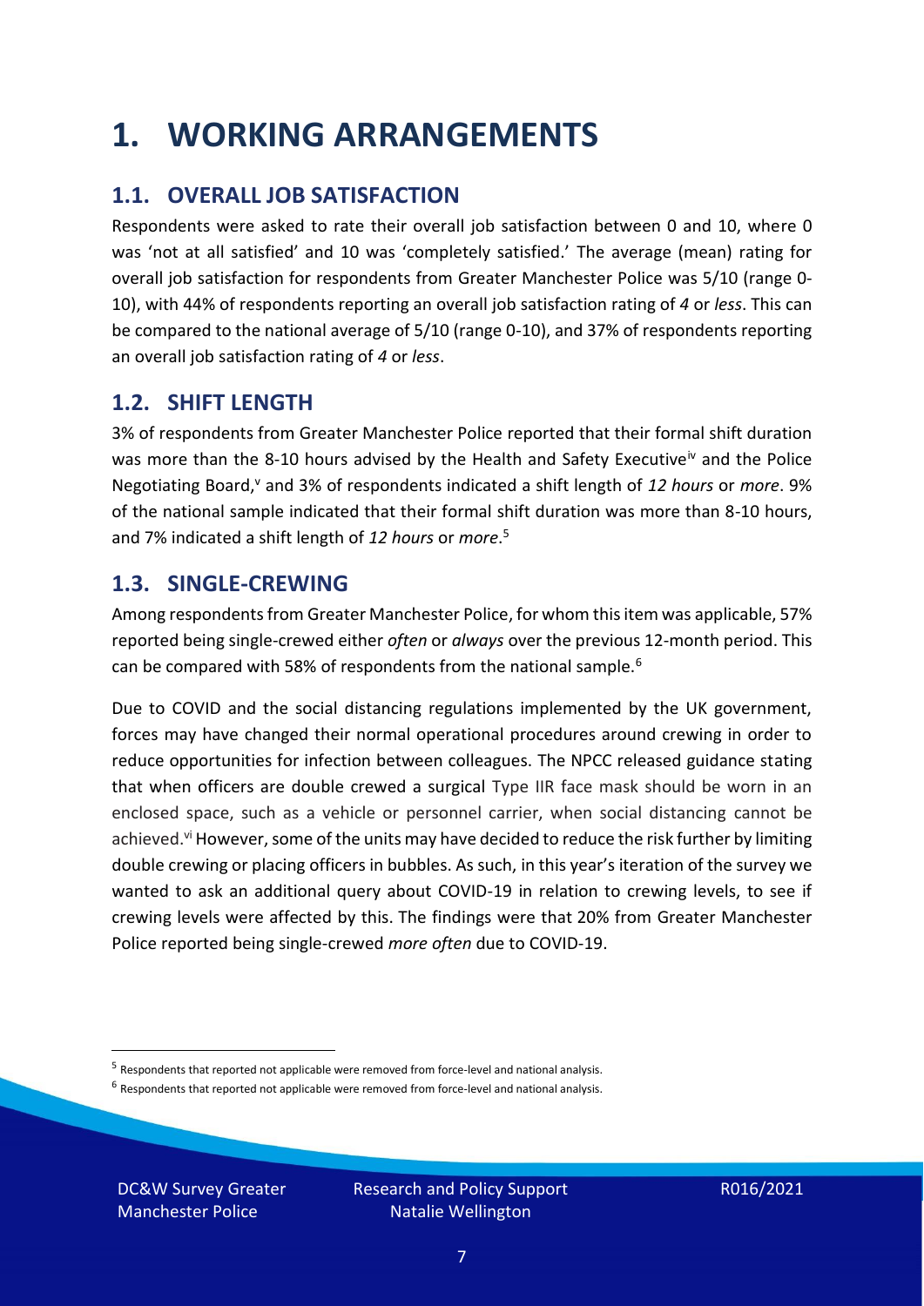# 1. WORKING ARRANGEMENTS

## 1.1. OVERALL JOB SATISFACTION

Respondents were asked to rate their overall job satisfaction between 0 and 10, where 0 was 'not at all satisfied' and 10 was 'completely satisfied.' The average (mean) rating for overall job satisfaction for respondents from Greater Manchester Police was 5/10 (range 0-10), with 44% of respondents reporting an overall job satisfaction rating of *4* or *less*. This can be compared to the national average of 5/10 (range 0-10), and 37% of respondents reporting an overall job satisfaction rating of *4* or *less*.

## 1.2. SHIFT LENGTH

3% of respondents from Greater Manchester Police reported that their formal shift duration was more than the 8-10 hours advised by the Health and Safety Executive[iv] and the Police Negotiating Board,[v] and 3% of respondents indicated a shift length of *12 hours* or *more*. 9% of the national sample indicated that their formal shift duration was more than 8-10 hours, and 7% indicated a shift length of *12 hours* or *more*.[5]

## 1.3. SINGLE-CREWING

Among respondents from Greater Manchester Police, for whom this item was applicable, 57% reported being single-crewed either *often* or *always* over the previous 12-month period. This can be compared with 58% of respondents from the national sample.[6]

Due to COVID and the social distancing regulations implemented by the UK government, forces may have changed their normal operational procedures around crewing in order to reduce opportunities for infection between colleagues. The NPCC released guidance stating that when officers are double crewed a surgical Type IIR face mask should be worn in an enclosed space, such as a vehicle or personnel carrier, when social distancing cannot be achieved.[vi] However, some of the units may have decided to reduce the risk further by limiting double crewing or placing officers in bubbles. As such, in this year's iteration of the survey we wanted to ask an additional query about COVID-19 in relation to crewing levels, to see if crewing levels were affected by this. The findings were that 20% from Greater Manchester Police reported being single-crewed *more often* due to COVID-19.

---

[5] Respondents that reported not applicable were removed from force-level and national analysis.

[6] Respondents that reported not applicable were removed from force-level and national analysis.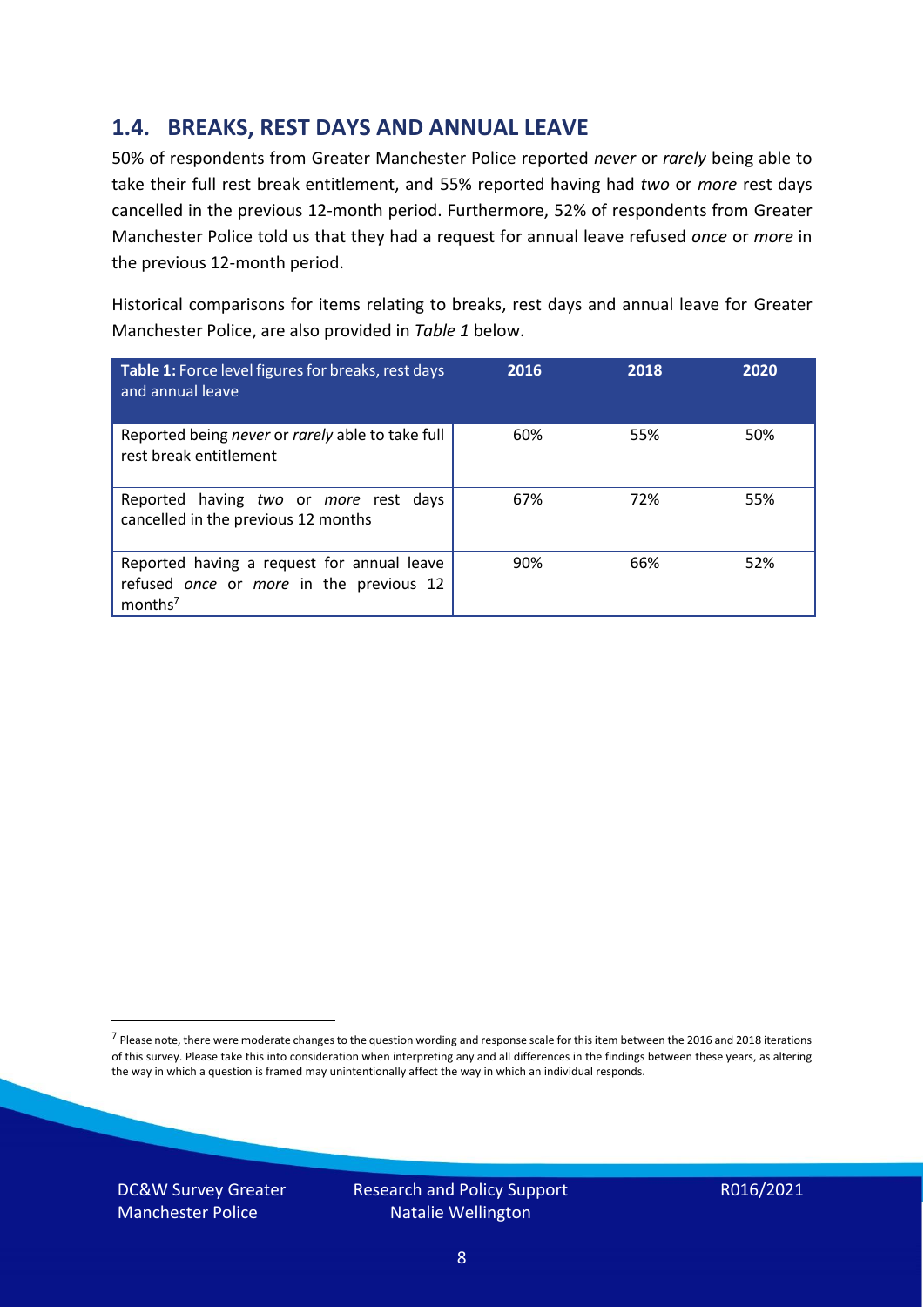## 1.4. BREAKS, REST DAYS AND ANNUAL LEAVE

50% of respondents from Greater Manchester Police reported *never* or *rarely* being able to take their full rest break entitlement, and 55% reported having had *two* or *more* rest days cancelled in the previous 12-month period. Furthermore, 52% of respondents from Greater Manchester Police told us that they had a request for annual leave refused *once* or *more* in the previous 12-month period.

Historical comparisons for items relating to breaks, rest days and annual leave for Greater Manchester Police, are also provided in *Table 1* below.

| **Table 1:** Force level figures for breaks, rest days and annual leave | 2016 | 2018 | 2020 |
|---|---|---|---|
| Reported being *never* or *rarely* able to take full rest break entitlement | 60% | 55% | 50% |
| Reported having *two* or *more* rest days cancelled in the previous 12 months | 67% | 72% | 55% |
| Reported having a request for annual leave refused *once* or *more* in the previous 12 months[7] | 90% | 66% | 52% |

[7] Please note, there were moderate changes to the question wording and response scale for this item between the 2016 and 2018 iterations of this survey. Please take this into consideration when interpreting any and all differences in the findings between these years, as altering the way in which a question is framed may unintentionally affect the way in which an individual responds.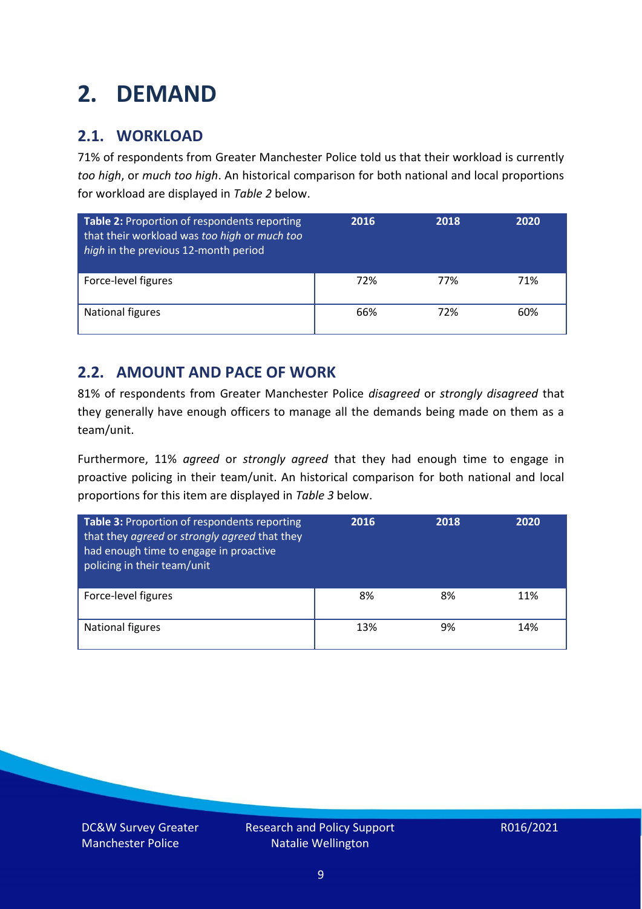# 2. DEMAND

## 2.1. WORKLOAD

71% of respondents from Greater Manchester Police told us that their workload is currently *too high*, or *much too high*. An historical comparison for both national and local proportions for workload are displayed in *Table 2* below.

| **Table 2:** Proportion of respondents reporting that their workload was *too high* or *much too high* in the previous 12-month period | 2016 | 2018 | 2020 |
|---|---|---|---|
| Force-level figures | 72% | 77% | 71% |
| National figures | 66% | 72% | 60% |

## 2.2. AMOUNT AND PACE OF WORK

81% of respondents from Greater Manchester Police *disagreed* or *strongly disagreed* that they generally have enough officers to manage all the demands being made on them as a team/unit.

Furthermore, 11% *agreed* or *strongly agreed* that they had enough time to engage in proactive policing in their team/unit. An historical comparison for both national and local proportions for this item are displayed in *Table 3* below.

| **Table 3:** Proportion of respondents reporting that they *agreed* or *strongly agreed* that they had enough time to engage in proactive policing in their team/unit | 2016 | 2018 | 2020 |
|---|---|---|---|
| Force-level figures | 8% | 8% | 11% |
| National figures | 13% | 9% | 14% |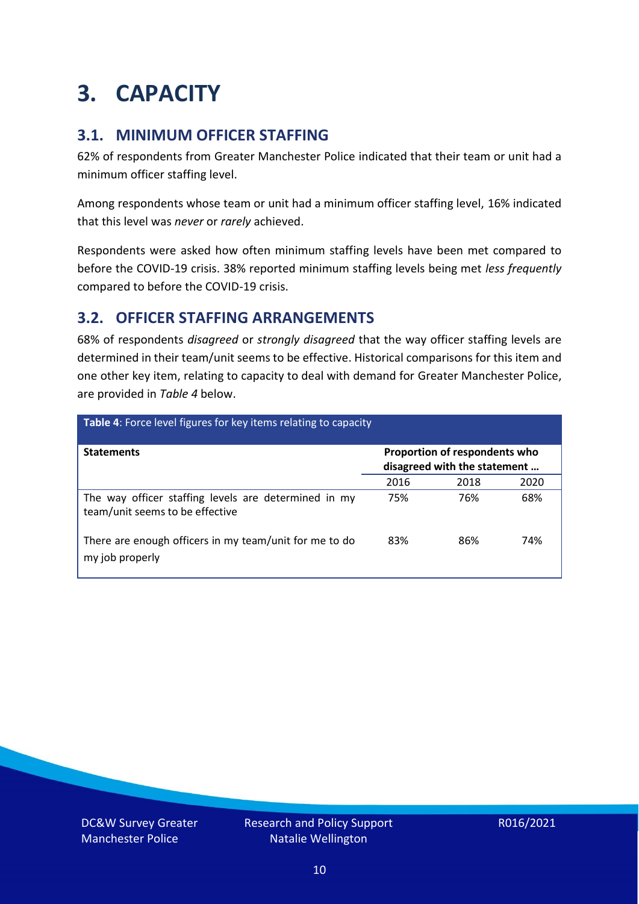# 3. CAPACITY

## 3.1. MINIMUM OFFICER STAFFING

62% of respondents from Greater Manchester Police indicated that their team or unit had a minimum officer staffing level.

Among respondents whose team or unit had a minimum officer staffing level, 16% indicated that this level was *never* or *rarely* achieved.

Respondents were asked how often minimum staffing levels have been met compared to before the COVID-19 crisis. 38% reported minimum staffing levels being met *less frequently* compared to before the COVID-19 crisis.

## 3.2. OFFICER STAFFING ARRANGEMENTS

68% of respondents *disagreed* or *strongly disagreed* that the way officer staffing levels are determined in their team/unit seems to be effective. Historical comparisons for this item and one other key item, relating to capacity to deal with demand for Greater Manchester Police, are provided in *Table 4* below.

**Table 4**: Force level figures for key items relating to capacity

| Statements | Proportion of respondents who disagreed with the statement … | | |
|---|---|---|---|
| | 2016 | 2018 | 2020 |
| The way officer staffing levels are determined in my team/unit seems to be effective | 75% | 76% | 68% |
| There are enough officers in my team/unit for me to do my job properly | 83% | 86% | 74% |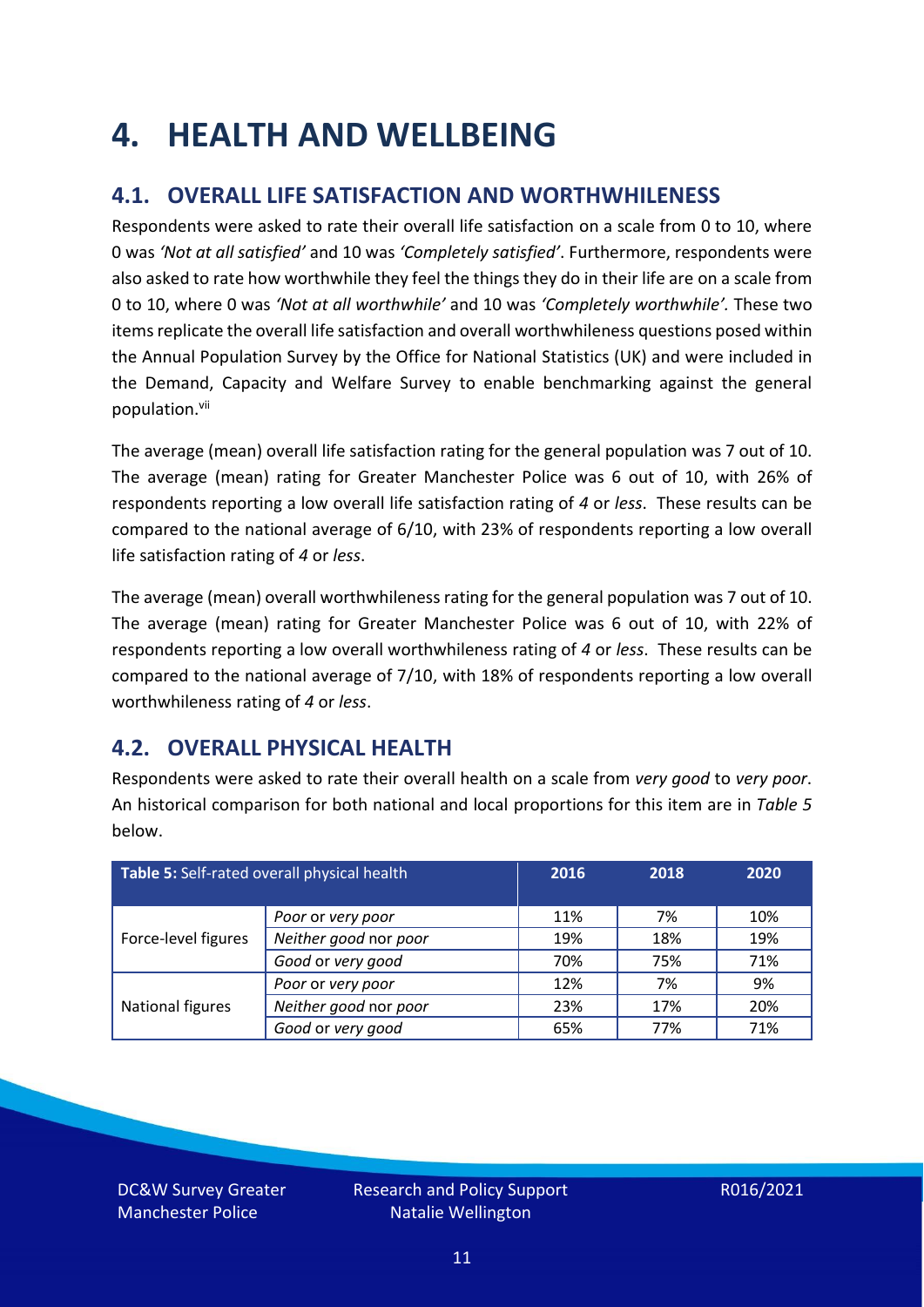# 4. HEALTH AND WELLBEING

## 4.1. OVERALL LIFE SATISFACTION AND WORTHWHILENESS

Respondents were asked to rate their overall life satisfaction on a scale from 0 to 10, where 0 was *'Not at all satisfied'* and 10 was *'Completely satisfied'*. Furthermore, respondents were also asked to rate how worthwhile they feel the things they do in their life are on a scale from 0 to 10, where 0 was *'Not at all worthwhile'* and 10 was *'Completely worthwhile'.* These two items replicate the overall life satisfaction and overall worthwhileness questions posed within the Annual Population Survey by the Office for National Statistics (UK) and were included in the Demand, Capacity and Welfare Survey to enable benchmarking against the general population.[vii]

The average (mean) overall life satisfaction rating for the general population was 7 out of 10. The average (mean) rating for Greater Manchester Police was 6 out of 10, with 26% of respondents reporting a low overall life satisfaction rating of *4* or *less*. These results can be compared to the national average of 6/10, with 23% of respondents reporting a low overall life satisfaction rating of *4* or *less*.

The average (mean) overall worthwhileness rating for the general population was 7 out of 10. The average (mean) rating for Greater Manchester Police was 6 out of 10, with 22% of respondents reporting a low overall worthwhileness rating of *4* or *less*. These results can be compared to the national average of 7/10, with 18% of respondents reporting a low overall worthwhileness rating of *4* or *less*.

## 4.2. OVERALL PHYSICAL HEALTH

Respondents were asked to rate their overall health on a scale from *very good* to *very poor*. An historical comparison for both national and local proportions for this item are in *Table 5* below.

| **Table 5:** Self-rated overall physical health | | 2016 | 2018 | 2020 |
|---|---|---|---|---|
| Force-level figures | *Poor* or *very poor* | 11% | 7% | 10% |
| | *Neither good* nor *poor* | 19% | 18% | 19% |
| | *Good* or *very good* | 70% | 75% | 71% |
| National figures | *Poor* or *very poor* | 12% | 7% | 9% |
| | *Neither good* nor *poor* | 23% | 17% | 20% |
| | *Good* or *very good* | 65% | 77% | 71% |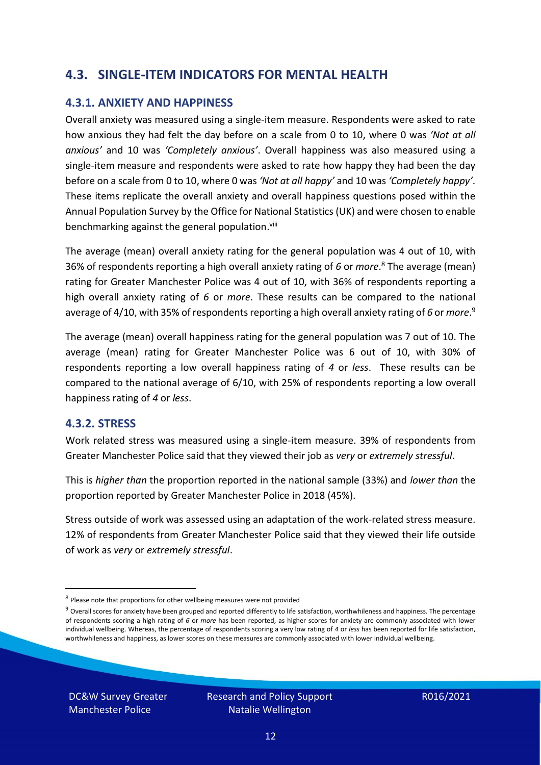## 4.3. SINGLE-ITEM INDICATORS FOR MENTAL HEALTH

### 4.3.1. ANXIETY AND HAPPINESS

Overall anxiety was measured using a single-item measure. Respondents were asked to rate how anxious they had felt the day before on a scale from 0 to 10, where 0 was *'Not at all anxious'* and 10 was *'Completely anxious'*. Overall happiness was also measured using a single-item measure and respondents were asked to rate how happy they had been the day before on a scale from 0 to 10, where 0 was *'Not at all happy'* and 10 was *'Completely happy'*. These items replicate the overall anxiety and overall happiness questions posed within the Annual Population Survey by the Office for National Statistics (UK) and were chosen to enable benchmarking against the general population.[viii]

The average (mean) overall anxiety rating for the general population was 4 out of 10, with 36% of respondents reporting a high overall anxiety rating of *6* or *more*.[8] The average (mean) rating for Greater Manchester Police was 4 out of 10, with 36% of respondents reporting a high overall anxiety rating of *6* or *more*. These results can be compared to the national average of 4/10, with 35% of respondents reporting a high overall anxiety rating of *6* or *more*.[9]

The average (mean) overall happiness rating for the general population was 7 out of 10. The average (mean) rating for Greater Manchester Police was 6 out of 10, with 30% of respondents reporting a low overall happiness rating of *4* or *less*. These results can be compared to the national average of 6/10, with 25% of respondents reporting a low overall happiness rating of *4* or *less*.

### 4.3.2. STRESS

Work related stress was measured using a single-item measure. 39% of respondents from Greater Manchester Police said that they viewed their job as *very* or *extremely stressful*.

This is *higher than* the proportion reported in the national sample (33%) and *lower than* the proportion reported by Greater Manchester Police in 2018 (45%).

Stress outside of work was assessed using an adaptation of the work-related stress measure. 12% of respondents from Greater Manchester Police said that they viewed their life outside of work as *very* or *extremely stressful*.

---

[8] Please note that proportions for other wellbeing measures were not provided

[9] Overall scores for anxiety have been grouped and reported differently to life satisfaction, worthwhileness and happiness. The percentage of respondents scoring a high rating of *6* or *more* has been reported, as higher scores for anxiety are commonly associated with lower individual wellbeing. Whereas, the percentage of respondents scoring a very low rating of *4* or *less* has been reported for life satisfaction, worthwhileness and happiness, as lower scores on these measures are commonly associated with lower individual wellbeing.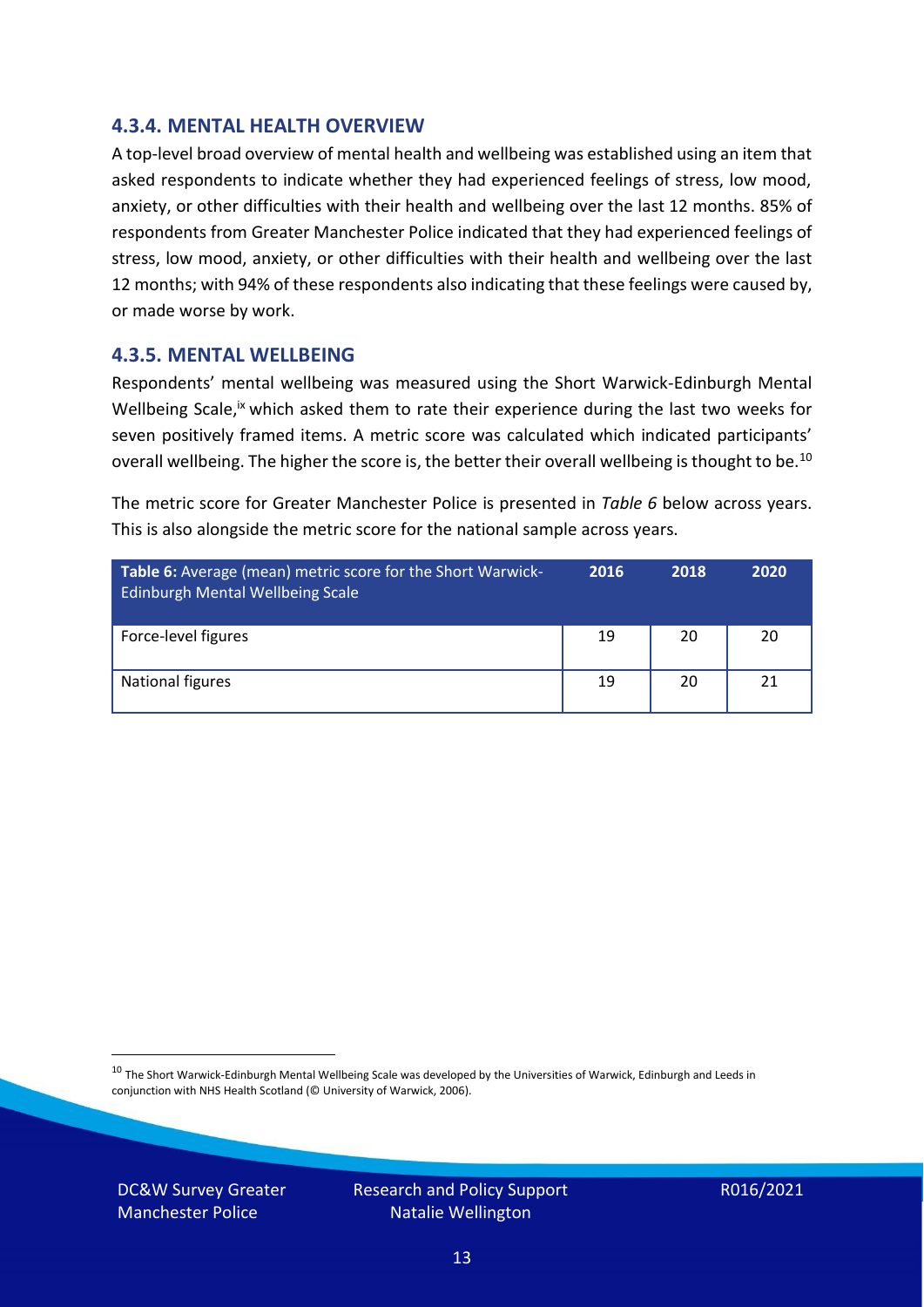### 4.3.4. MENTAL HEALTH OVERVIEW

A top-level broad overview of mental health and wellbeing was established using an item that asked respondents to indicate whether they had experienced feelings of stress, low mood, anxiety, or other difficulties with their health and wellbeing over the last 12 months. 85% of respondents from Greater Manchester Police indicated that they had experienced feelings of stress, low mood, anxiety, or other difficulties with their health and wellbeing over the last 12 months; with 94% of these respondents also indicating that these feelings were caused by, or made worse by work.

### 4.3.5. MENTAL WELLBEING

Respondents' mental wellbeing was measured using the Short Warwick-Edinburgh Mental Wellbeing Scale,[ix] which asked them to rate their experience during the last two weeks for seven positively framed items. A metric score was calculated which indicated participants' overall wellbeing. The higher the score is, the better their overall wellbeing is thought to be.[10]

The metric score for Greater Manchester Police is presented in *Table 6* below across years. This is also alongside the metric score for the national sample across years.

| **Table 6:** Average (mean) metric score for the Short Warwick-Edinburgh Mental Wellbeing Scale | 2016 | 2018 | 2020 |
|---|---|---|---|
| Force-level figures | 19 | 20 | 20 |
| National figures | 19 | 20 | 21 |

[10] The Short Warwick-Edinburgh Mental Wellbeing Scale was developed by the Universities of Warwick, Edinburgh and Leeds in conjunction with NHS Health Scotland (© University of Warwick, 2006).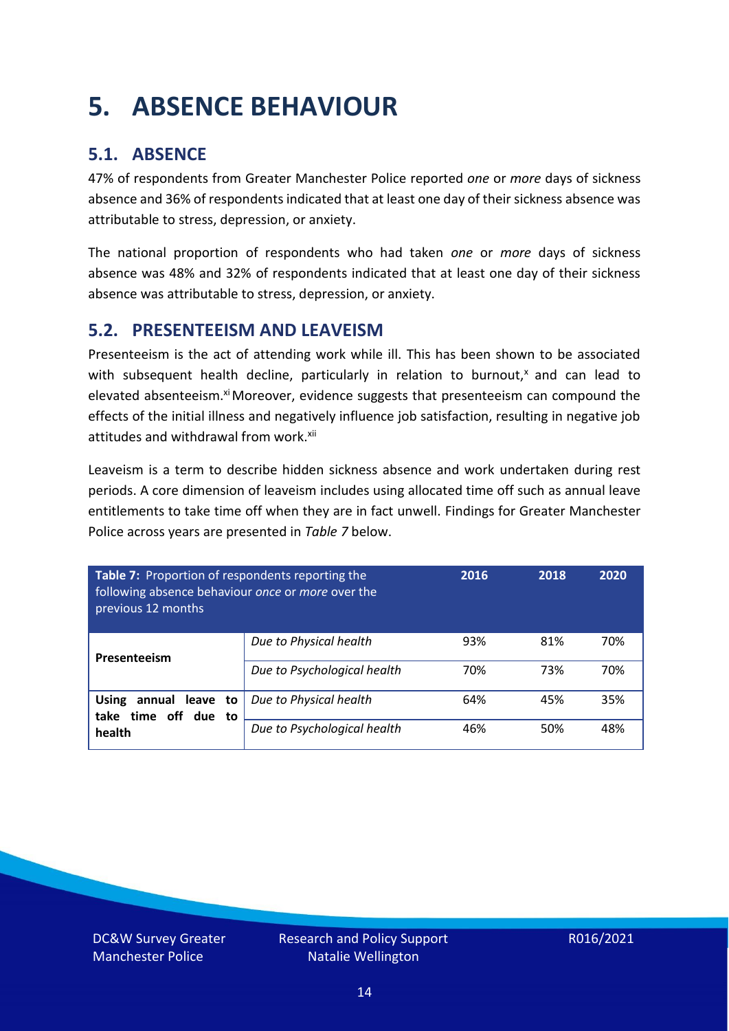# 5. ABSENCE BEHAVIOUR

## 5.1. ABSENCE

47% of respondents from Greater Manchester Police reported *one* or *more* days of sickness absence and 36% of respondents indicated that at least one day of their sickness absence was attributable to stress, depression, or anxiety.

The national proportion of respondents who had taken *one* or *more* days of sickness absence was 48% and 32% of respondents indicated that at least one day of their sickness absence was attributable to stress, depression, or anxiety.

## 5.2. PRESENTEEISM AND LEAVEISM

Presenteeism is the act of attending work while ill. This has been shown to be associated with subsequent health decline, particularly in relation to burnout,[x] and can lead to elevated absenteeism.[xi] Moreover, evidence suggests that presenteeism can compound the effects of the initial illness and negatively influence job satisfaction, resulting in negative job attitudes and withdrawal from work.[xii]

Leaveism is a term to describe hidden sickness absence and work undertaken during rest periods. A core dimension of leaveism includes using allocated time off such as annual leave entitlements to take time off when they are in fact unwell. Findings for Greater Manchester Police across years are presented in *Table 7* below.

| **Table 7:** Proportion of respondents reporting the following absence behaviour *once* or *more* over the previous 12 months | | 2016 | 2018 | 2020 |
|---|---|---|---|---|
| **Presenteeism** | *Due to Physical health* | 93% | 81% | 70% |
| | *Due to Psychological health* | 70% | 73% | 70% |
| **Using annual leave to take time off due to health** | *Due to Physical health* | 64% | 45% | 35% |
| | *Due to Psychological health* | 46% | 50% | 48% |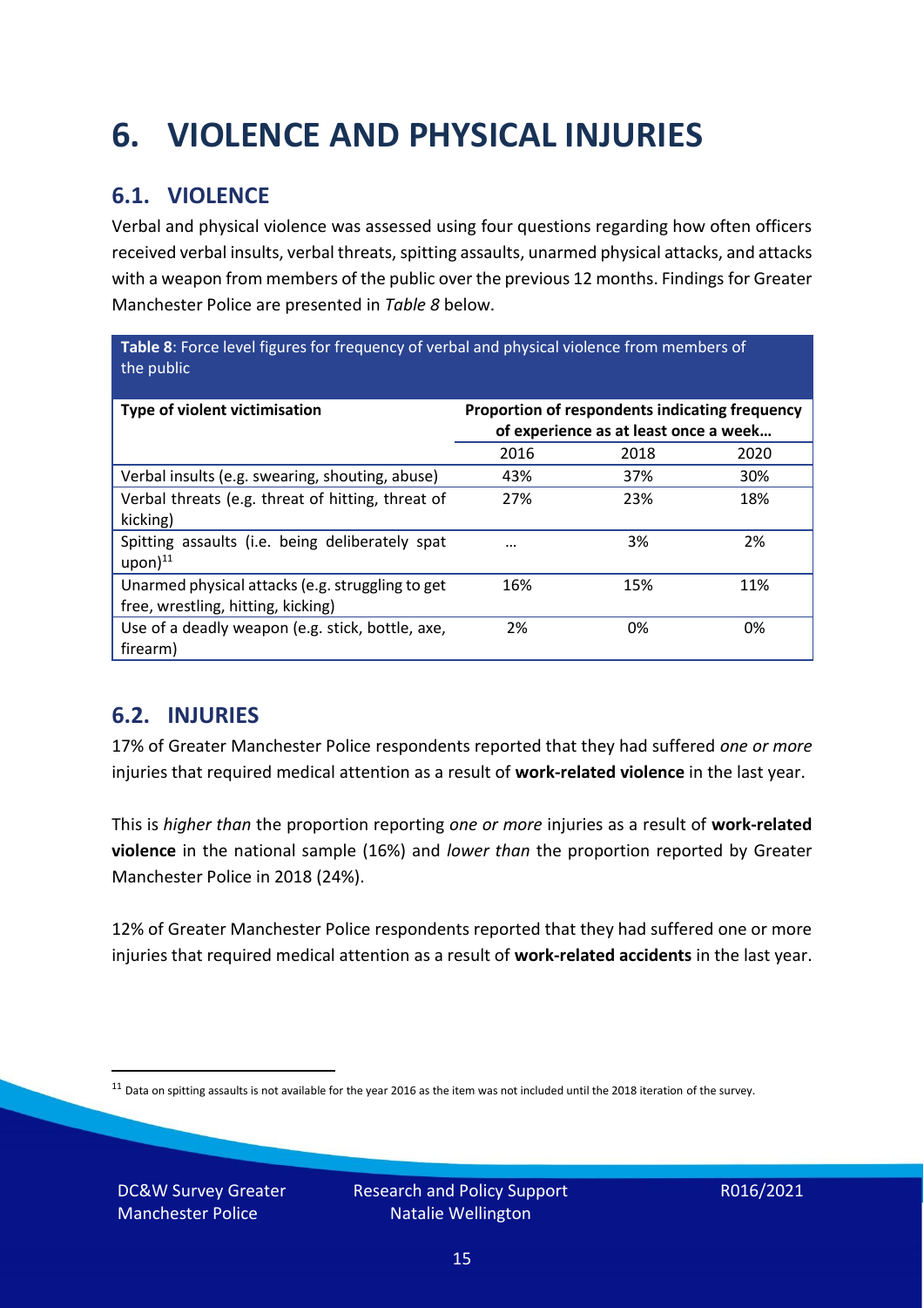# 6. VIOLENCE AND PHYSICAL INJURIES

## 6.1. VIOLENCE

Verbal and physical violence was assessed using four questions regarding how often officers received verbal insults, verbal threats, spitting assaults, unarmed physical attacks, and attacks with a weapon from members of the public over the previous 12 months. Findings for Greater Manchester Police are presented in *Table 8* below.

**Table 8**: Force level figures for frequency of verbal and physical violence from members of the public

| Type of violent victimisation | Proportion of respondents indicating frequency of experience as at least once a week… | | |
|---|---|---|---|
| | 2016 | 2018 | 2020 |
| Verbal insults (e.g. swearing, shouting, abuse) | 43% | 37% | 30% |
| Verbal threats (e.g. threat of hitting, threat of kicking) | 27% | 23% | 18% |
| Spitting assaults (i.e. being deliberately spat upon)[11] | … | 3% | 2% |
| Unarmed physical attacks (e.g. struggling to get free, wrestling, hitting, kicking) | 16% | 15% | 11% |
| Use of a deadly weapon (e.g. stick, bottle, axe, firearm) | 2% | 0% | 0% |

## 6.2. INJURIES

17% of Greater Manchester Police respondents reported that they had suffered *one or more* injuries that required medical attention as a result of **work-related violence** in the last year.

This is *higher than* the proportion reporting *one or more* injuries as a result of **work-related violence** in the national sample (16%) and *lower than* the proportion reported by Greater Manchester Police in 2018 (24%).

12% of Greater Manchester Police respondents reported that they had suffered one or more injuries that required medical attention as a result of **work-related accidents** in the last year.

[11] Data on spitting assaults is not available for the year 2016 as the item was not included until the 2018 iteration of the survey.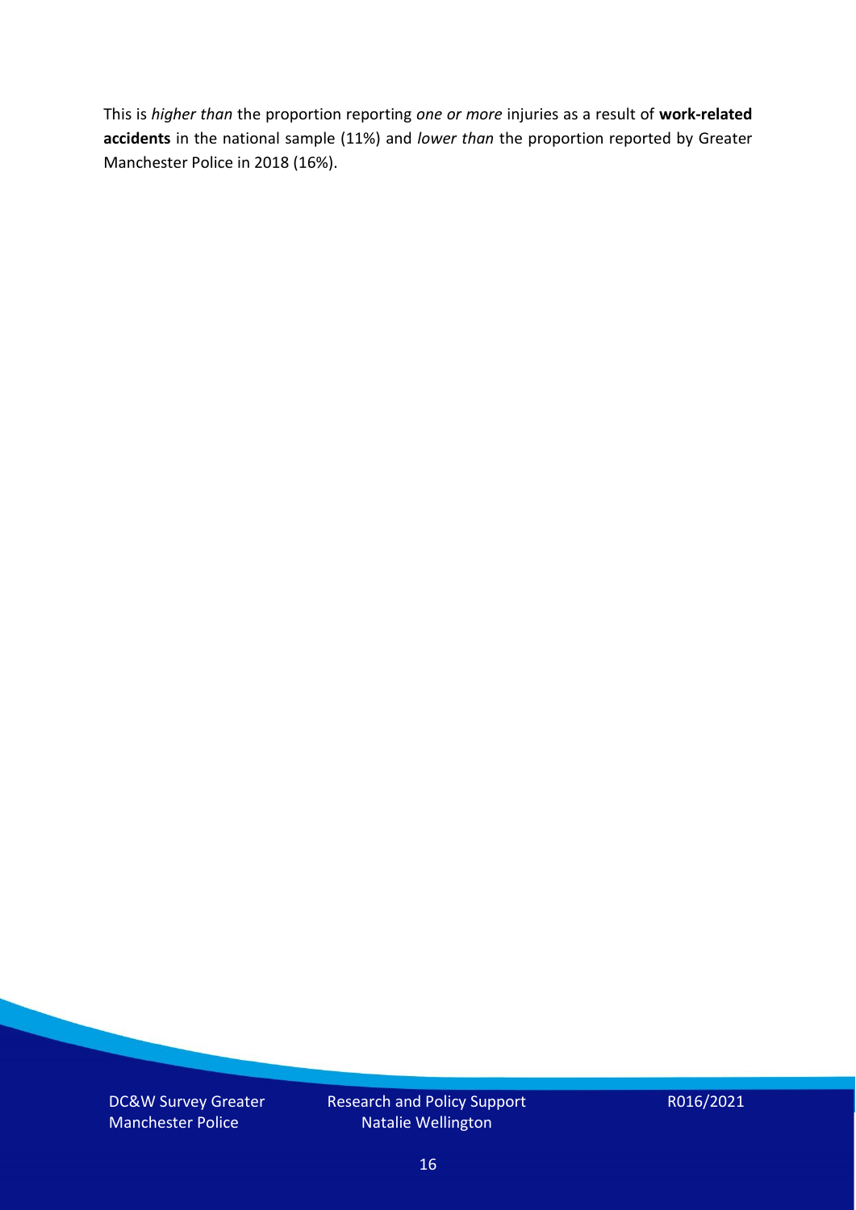This is *higher than* the proportion reporting *one or more* injuries as a result of **work-related accidents** in the national sample (11%) and *lower than* the proportion reported by Greater Manchester Police in 2018 (16%).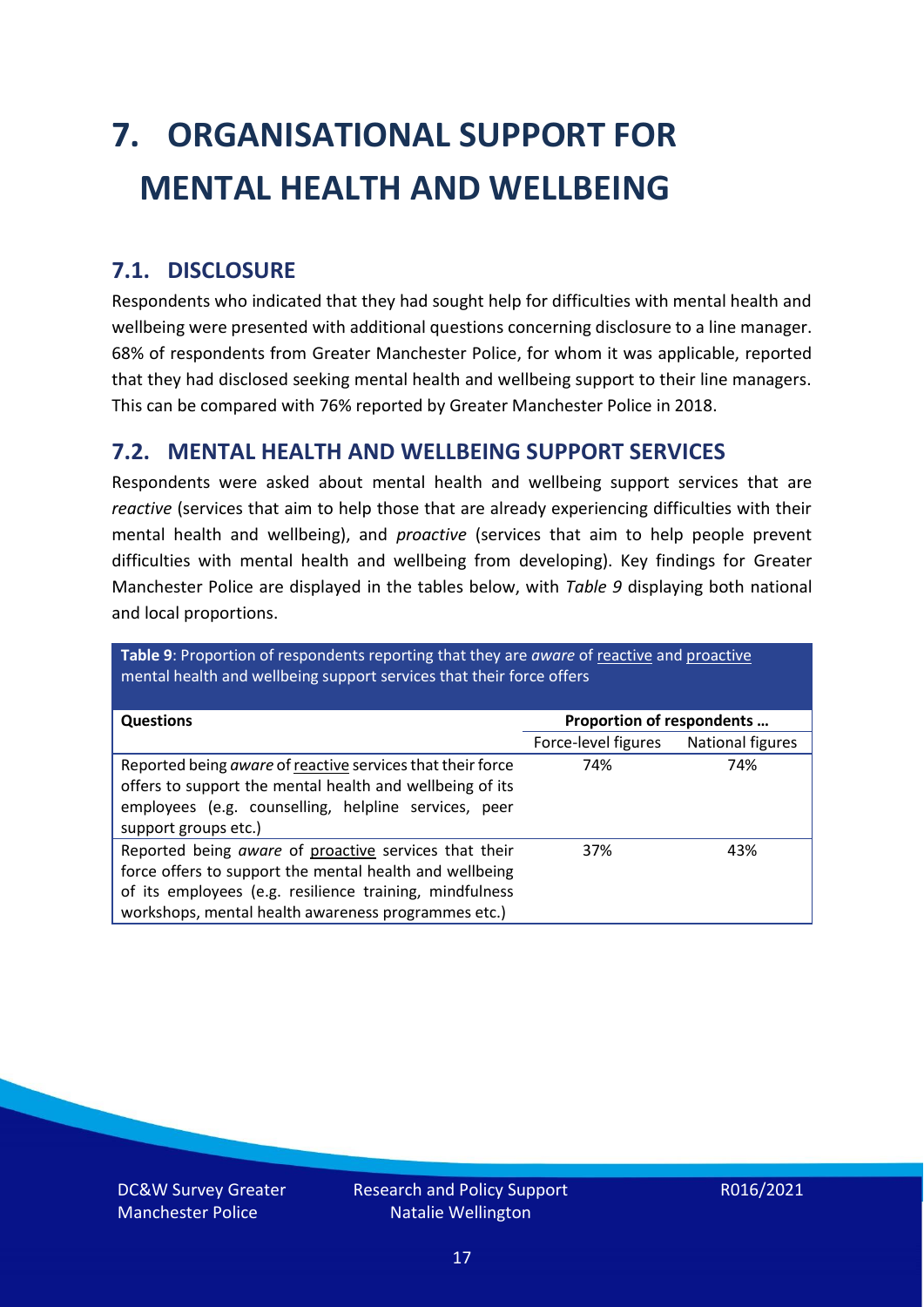# 7. ORGANISATIONAL SUPPORT FOR MENTAL HEALTH AND WELLBEING

## 7.1. DISCLOSURE

Respondents who indicated that they had sought help for difficulties with mental health and wellbeing were presented with additional questions concerning disclosure to a line manager. 68% of respondents from Greater Manchester Police, for whom it was applicable, reported that they had disclosed seeking mental health and wellbeing support to their line managers. This can be compared with 76% reported by Greater Manchester Police in 2018.

## 7.2. MENTAL HEALTH AND WELLBEING SUPPORT SERVICES

Respondents were asked about mental health and wellbeing support services that are *reactive* (services that aim to help those that are already experiencing difficulties with their mental health and wellbeing), and *proactive* (services that aim to help people prevent difficulties with mental health and wellbeing from developing). Key findings for Greater Manchester Police are displayed in the tables below, with *Table 9* displaying both national and local proportions.

**Table 9**: Proportion of respondents reporting that they are *aware* of reactive and proactive mental health and wellbeing support services that their force offers

| Questions | Proportion of respondents … | |
|---|---|---|
| | Force-level figures | National figures |
| Reported being *aware* of reactive services that their force offers to support the mental health and wellbeing of its employees (e.g. counselling, helpline services, peer support groups etc.) | 74% | 74% |
| Reported being *aware* of proactive services that their force offers to support the mental health and wellbeing of its employees (e.g. resilience training, mindfulness workshops, mental health awareness programmes etc.) | 37% | 43% |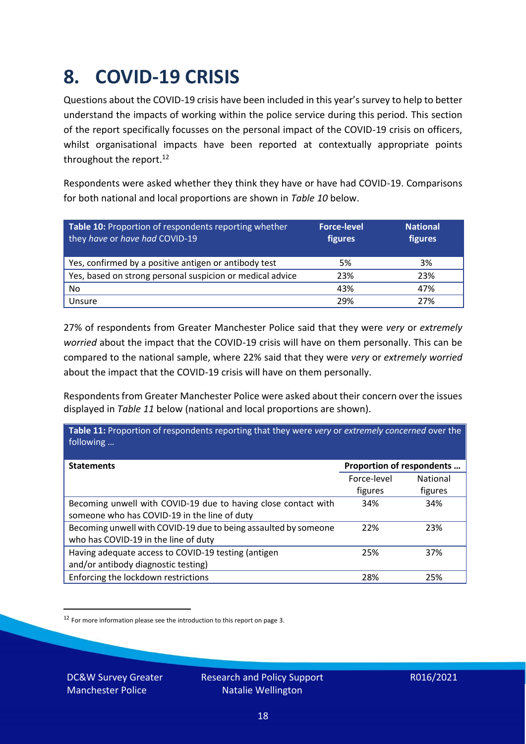# 8. COVID-19 CRISIS

Questions about the COVID-19 crisis have been included in this year's survey to help to better understand the impacts of working within the police service during this period. This section of the report specifically focusses on the personal impact of the COVID-19 crisis on officers, whilst organisational impacts have been reported at contextually appropriate points throughout the report.[12]

Respondents were asked whether they think they have or have had COVID-19. Comparisons for both national and local proportions are shown in *Table 10* below.

| **Table 10:** Proportion of respondents reporting whether they *have* or *have had* COVID-19 | **Force-level figures** | **National figures** |
|---|---|---|
| Yes, confirmed by a positive antigen or antibody test | 5% | 3% |
| Yes, based on strong personal suspicion or medical advice | 23% | 23% |
| No | 43% | 47% |
| Unsure | 29% | 27% |

27% of respondents from Greater Manchester Police said that they were *very* or *extremely worried* about the impact that the COVID-19 crisis will have on them personally. This can be compared to the national sample, where 22% said that they were *very* or *extremely worried* about the impact that the COVID-19 crisis will have on them personally.

Respondents from Greater Manchester Police were asked about their concern over the issues displayed in *Table 11* below (national and local proportions are shown).

**Table 11:** Proportion of respondents reporting that they were *very* or *extremely concerned* over the following …

| **Statements** | **Proportion of respondents …** | |
|---|---|---|
| | Force-level figures | National figures |
| Becoming unwell with COVID-19 due to having close contact with someone who has COVID-19 in the line of duty | 34% | 34% |
| Becoming unwell with COVID-19 due to being assaulted by someone who has COVID-19 in the line of duty | 22% | 23% |
| Having adequate access to COVID-19 testing (antigen and/or antibody diagnostic testing) | 25% | 37% |
| Enforcing the lockdown restrictions | 28% | 25% |

[12] For more information please see the introduction to this report on page 3.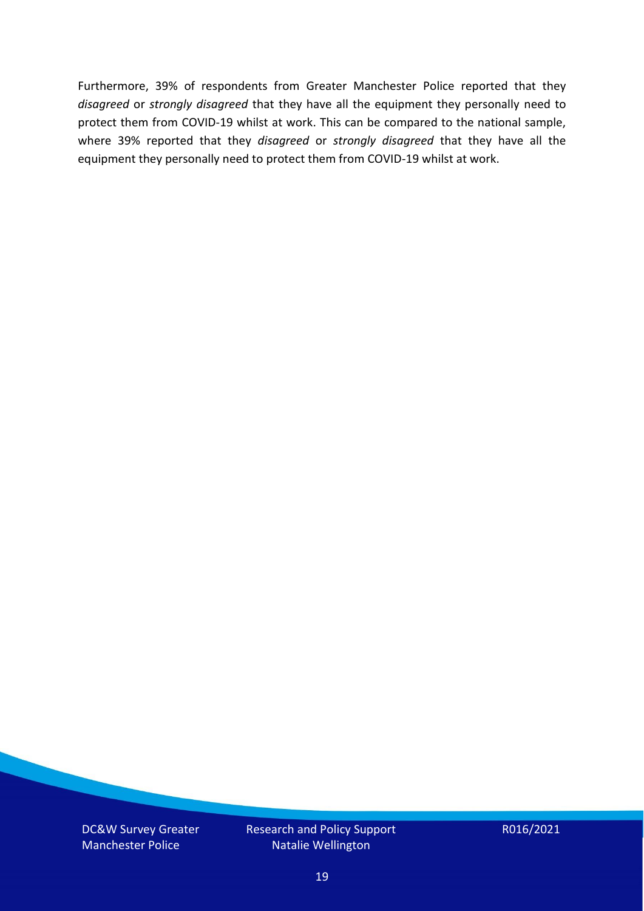Furthermore, 39% of respondents from Greater Manchester Police reported that they *disagreed* or *strongly disagreed* that they have all the equipment they personally need to protect them from COVID-19 whilst at work. This can be compared to the national sample, where 39% reported that they *disagreed* or *strongly disagreed* that they have all the equipment they personally need to protect them from COVID-19 whilst at work.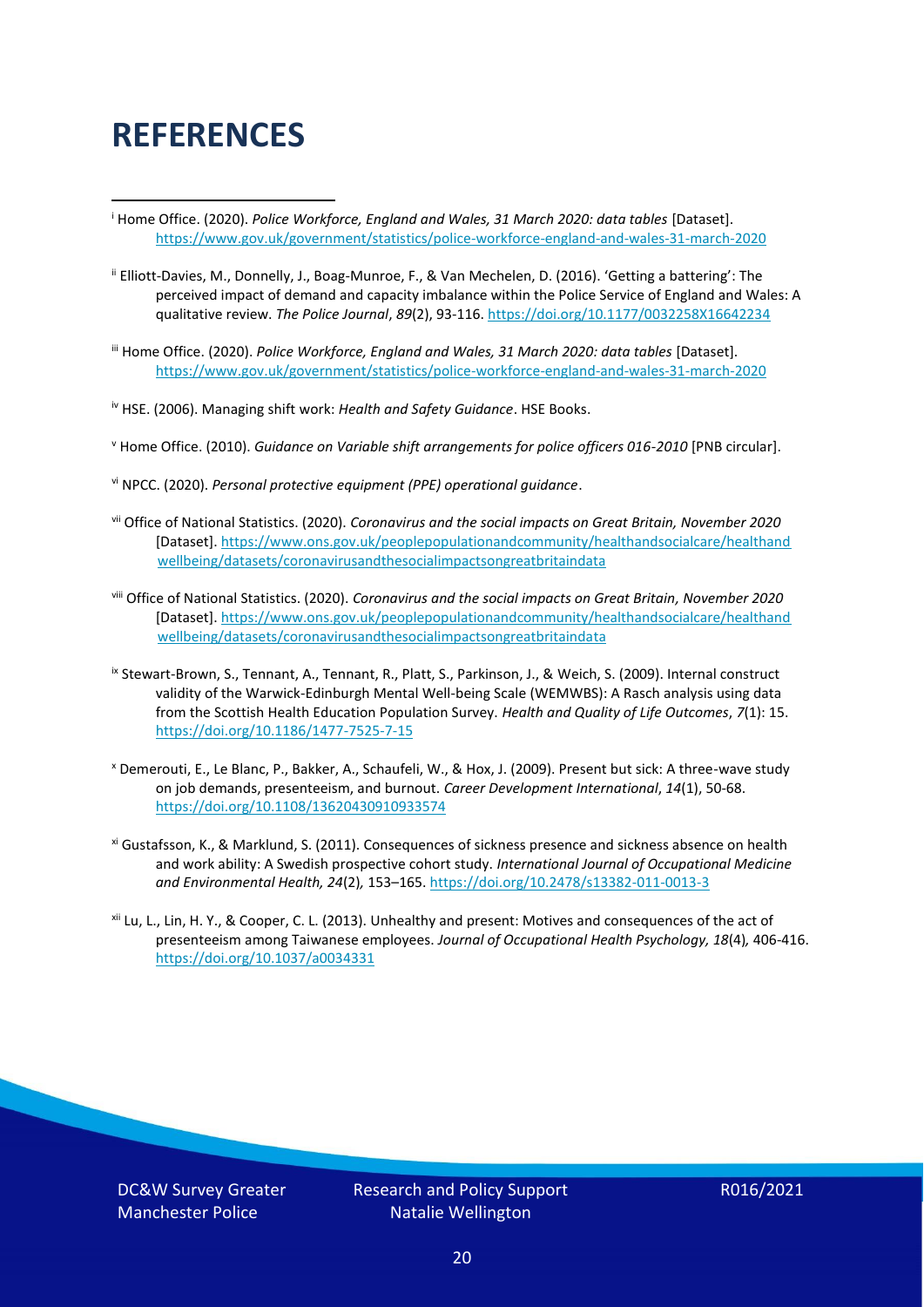# REFERENCES

[i] Home Office. (2020). *Police Workforce, England and Wales, 31 March 2020: data tables* [Dataset]. https://www.gov.uk/government/statistics/police-workforce-england-and-wales-31-march-2020

[ii] Elliott-Davies, M., Donnelly, J., Boag-Munroe, F., & Van Mechelen, D. (2016). 'Getting a battering': The perceived impact of demand and capacity imbalance within the Police Service of England and Wales: A qualitative review. *The Police Journal*, *89*(2), 93-116. https://doi.org/10.1177/0032258X16642234

[iii] Home Office. (2020). *Police Workforce, England and Wales, 31 March 2020: data tables* [Dataset]. https://www.gov.uk/government/statistics/police-workforce-england-and-wales-31-march-2020

[iv] HSE. (2006). Managing shift work: *Health and Safety Guidance*. HSE Books.

[v] Home Office. (2010). *Guidance on Variable shift arrangements for police officers 016-2010* [PNB circular].

[vi] NPCC. (2020). *Personal protective equipment (PPE) operational guidance*.

[vii] Office of National Statistics. (2020). *Coronavirus and the social impacts on Great Britain, November 2020* [Dataset]. https://www.ons.gov.uk/peoplepopulationandcommunity/healthandsocialcare/healthandwellbeing/datasets/coronavirusandthesocialimpactsongreatbritaindata

[viii] Office of National Statistics. (2020). *Coronavirus and the social impacts on Great Britain, November 2020* [Dataset]. https://www.ons.gov.uk/peoplepopulationandcommunity/healthandsocialcare/healthandwellbeing/datasets/coronavirusandthesocialimpactsongreatbritaindata

[ix] Stewart-Brown, S., Tennant, A., Tennant, R., Platt, S., Parkinson, J., & Weich, S. (2009). Internal construct validity of the Warwick-Edinburgh Mental Well-being Scale (WEMWBS): A Rasch analysis using data from the Scottish Health Education Population Survey. *Health and Quality of Life Outcomes*, *7*(1): 15. https://doi.org/10.1186/1477-7525-7-15

[x] Demerouti, E., Le Blanc, P., Bakker, A., Schaufeli, W., & Hox, J. (2009). Present but sick: A three-wave study on job demands, presenteeism, and burnout. *Career Development International*, *14*(1), 50-68. https://doi.org/10.1108/13620430910933574

[xi] Gustafsson, K., & Marklund, S. (2011). Consequences of sickness presence and sickness absence on health and work ability: A Swedish prospective cohort study. *International Journal of Occupational Medicine and Environmental Health, 24*(2)*,* 153–165. https://doi.org/10.2478/s13382-011-0013-3

[xii] Lu, L., Lin, H. Y., & Cooper, C. L. (2013). Unhealthy and present: Motives and consequences of the act of presenteeism among Taiwanese employees. *Journal of Occupational Health Psychology, 18*(4)*,* 406-416. https://doi.org/10.1037/a0034331